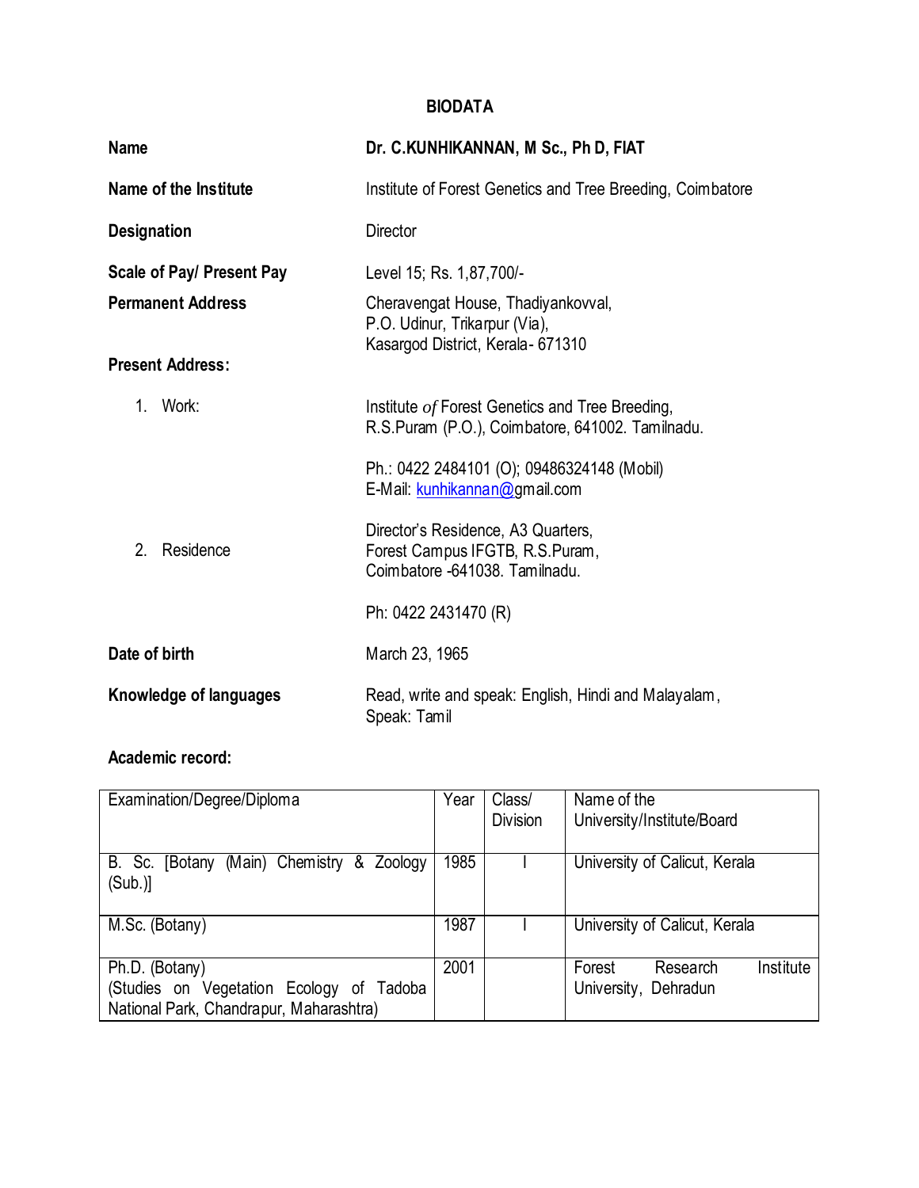# BIODATA

**Name** Dr. C.KUNHIKANNAN, M Sc., Ph D, FIAT

**Name of the Institute** Institute of Forest Genetics and Tree Breeding, Coimbatore

**Designation** Director

**Scale of Pay/ Present Pay** Level 15; Rs. 1,87,700/-

**Permanent Address** Cheravengat House, Thadiyankovval,
P.O. Udinur, Trikarpur (Via),
Kasargod District, Kerala- 671310

**Present Address:**

1. Work:
   Institute *of* Forest Genetics and Tree Breeding,
   R.S.Puram (P.O.), Coimbatore, 641002. Tamilnadu.

   Ph.: 0422 2484101 (O); 09486324148 (Mobil)
   E-Mail: kunhikannan@gmail.com

2. Residence
   Director's Residence, A3 Quarters,
   Forest Campus IFGTB, R.S.Puram,
   Coimbatore -641038. Tamilnadu.

   Ph: 0422 2431470 (R)

**Date of birth** March 23, 1965

**Knowledge of languages** Read, write and speak: English, Hindi and Malayalam,
Speak: Tamil

**Academic record:**

| Examination/Degree/Diploma | Year | Class/ Division | Name of the University/Institute/Board |
|---|---|---|---|
| B. Sc. [Botany (Main) Chemistry & Zoology (Sub.)] | 1985 | I | University of Calicut, Kerala |
| M.Sc. (Botany) | 1987 | I | University of Calicut, Kerala |
| Ph.D. (Botany) (Studies on Vegetation Ecology of Tadoba National Park, Chandrapur, Maharashtra) | 2001 | | Forest Research Institute University, Dehradun |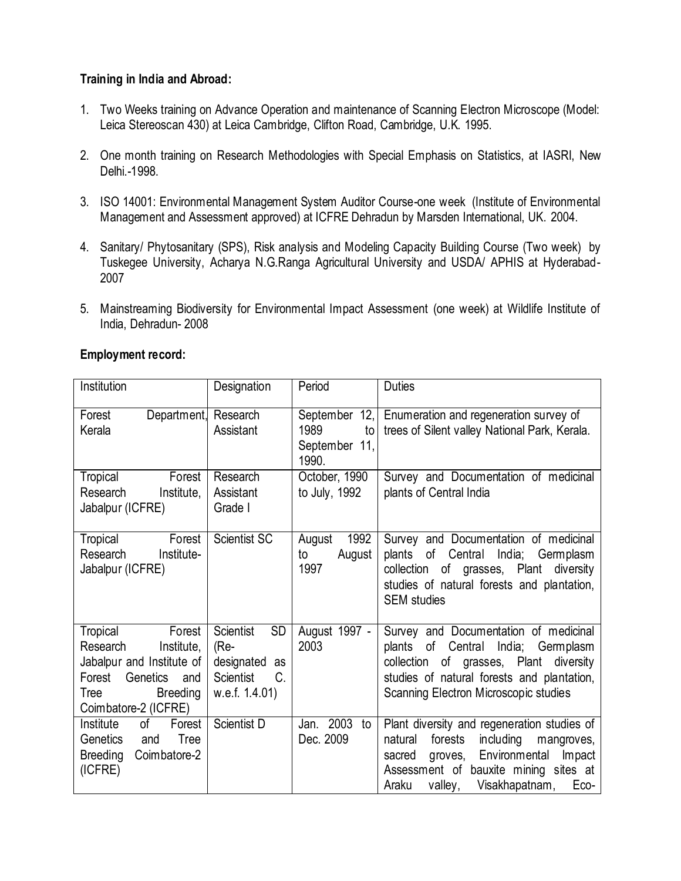**Training in India and Abroad:**

1. Two Weeks training on Advance Operation and maintenance of Scanning Electron Microscope (Model: Leica Stereoscan 430) at Leica Cambridge, Clifton Road, Cambridge, U.K. 1995.

2. One month training on Research Methodologies with Special Emphasis on Statistics, at IASRI, New Delhi.-1998.

3. ISO 14001: Environmental Management System Auditor Course-one week (Institute of Environmental Management and Assessment approved) at ICFRE Dehradun by Marsden International, UK. 2004.

4. Sanitary/ Phytosanitary (SPS), Risk analysis and Modeling Capacity Building Course (Two week) by Tuskegee University, Acharya N.G.Ranga Agricultural University and USDA/ APHIS at Hyderabad-2007

5. Mainstreaming Biodiversity for Environmental Impact Assessment (one week) at Wildlife Institute of India, Dehradun- 2008

**Employment record:**

| Institution | Designation | Period | Duties |
|---|---|---|---|
| Forest Department, Kerala | Research Assistant | September 12, 1989 to September 11, 1990. | Enumeration and regeneration survey of trees of Silent valley National Park, Kerala. |
| Tropical Forest Research Institute, Jabalpur (ICFRE) | Research Assistant Grade I | October, 1990 to July, 1992 | Survey and Documentation of medicinal plants of Central India |
| Tropical Forest Research Institute-Jabalpur (ICFRE) | Scientist SC | August 1992 to August 1997 | Survey and Documentation of medicinal plants of Central India; Germplasm collection of grasses, Plant diversity studies of natural forests and plantation, SEM studies |
| Tropical Forest Research Institute, Jabalpur and Institute of Forest Genetics and Tree Breeding Coimbatore-2 (ICFRE) | Scientist SD (Re-designated as Scientist C. w.e.f. 1.4.01) | August 1997 - 2003 | Survey and Documentation of medicinal plants of Central India; Germplasm collection of grasses, Plant diversity studies of natural forests and plantation, Scanning Electron Microscopic studies |
| Institute of Forest Genetics and Tree Breeding Coimbatore-2 (ICFRE) | Scientist D | Jan. 2003 to Dec. 2009 | Plant diversity and regeneration studies of natural forests including mangroves, sacred groves, Environmental Impact Assessment of bauxite mining sites at Araku valley, Visakhapatnam, Eco- |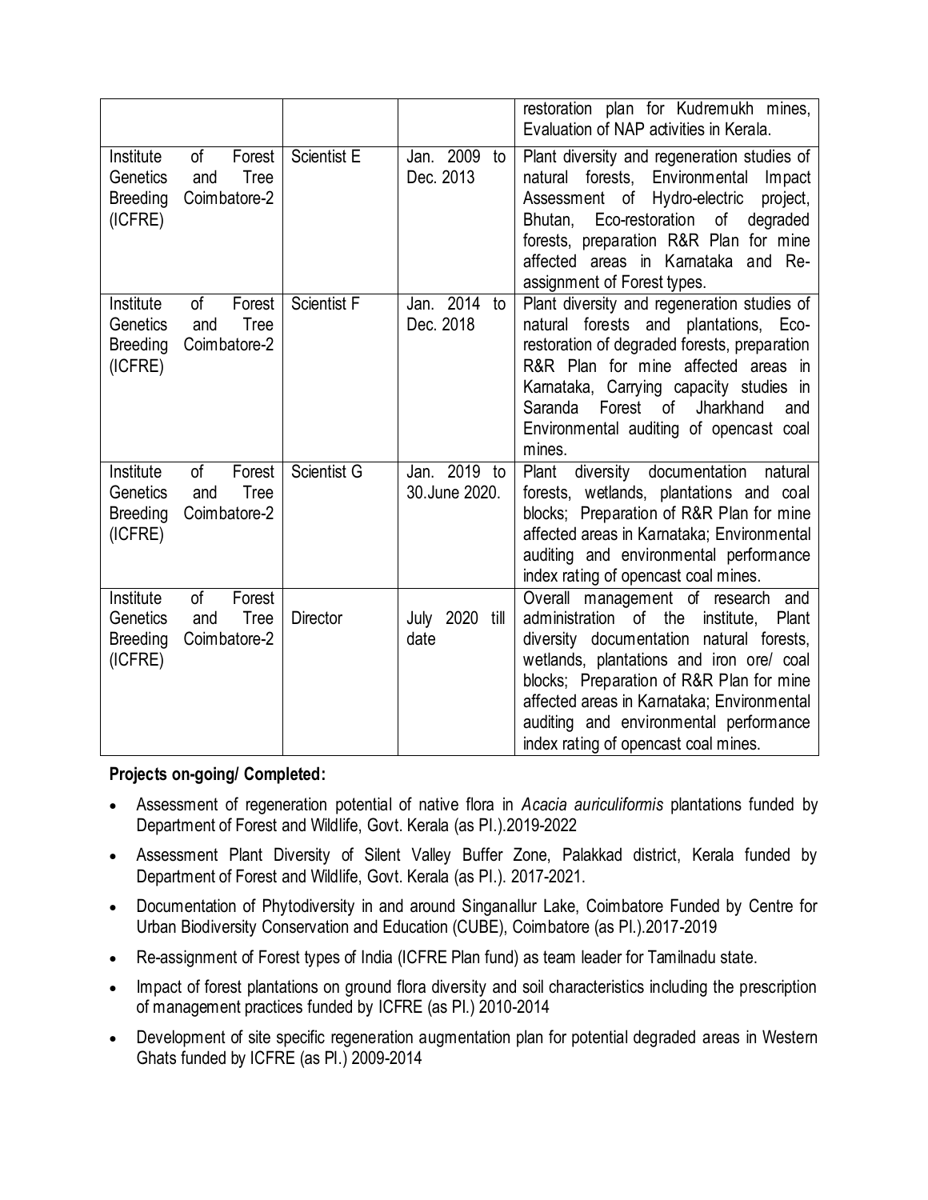| | | | |
|---|---|---|---|
| | | | restoration plan for Kudremukh mines, Evaluation of NAP activities in Kerala. |
| Institute of Forest Genetics and Tree Breeding Coimbatore-2 (ICFRE) | Scientist E | Jan. 2009 to Dec. 2013 | Plant diversity and regeneration studies of natural forests, Environmental Impact Assessment of Hydro-electric project, Bhutan, Eco-restoration of degraded forests, preparation R&R Plan for mine affected areas in Karnataka and Re-assignment of Forest types. |
| Institute of Forest Genetics and Tree Breeding Coimbatore-2 (ICFRE) | Scientist F | Jan. 2014 to Dec. 2018 | Plant diversity and regeneration studies of natural forests and plantations, Eco-restoration of degraded forests, preparation R&R Plan for mine affected areas in Karnataka, Carrying capacity studies in Saranda Forest of Jharkhand and Environmental auditing of opencast coal mines. |
| Institute of Forest Genetics and Tree Breeding Coimbatore-2 (ICFRE) | Scientist G | Jan. 2019 to 30.June 2020. | Plant diversity documentation natural forests, wetlands, plantations and coal blocks; Preparation of R&R Plan for mine affected areas in Karnataka; Environmental auditing and environmental performance index rating of opencast coal mines. |
| Institute of Forest Genetics and Tree Breeding Coimbatore-2 (ICFRE) | Director | July 2020 till date | Overall management of research and administration of the institute, Plant diversity documentation natural forests, wetlands, plantations and iron ore/ coal blocks; Preparation of R&R Plan for mine affected areas in Karnataka; Environmental auditing and environmental performance index rating of opencast coal mines. |

**Projects on-going/ Completed:**

- Assessment of regeneration potential of native flora in *Acacia auriculiformis* plantations funded by Department of Forest and Wildlife, Govt. Kerala (as PI.).2019-2022
- Assessment Plant Diversity of Silent Valley Buffer Zone, Palakkad district, Kerala funded by Department of Forest and Wildlife, Govt. Kerala (as PI.). 2017-2021.
- Documentation of Phytodiversity in and around Singanallur Lake, Coimbatore Funded by Centre for Urban Biodiversity Conservation and Education (CUBE), Coimbatore (as PI.).2017-2019
- Re-assignment of Forest types of India (ICFRE Plan fund) as team leader for Tamilnadu state.
- Impact of forest plantations on ground flora diversity and soil characteristics including the prescription of management practices funded by ICFRE (as PI.) 2010-2014
- Development of site specific regeneration augmentation plan for potential degraded areas in Western Ghats funded by ICFRE (as PI.) 2009-2014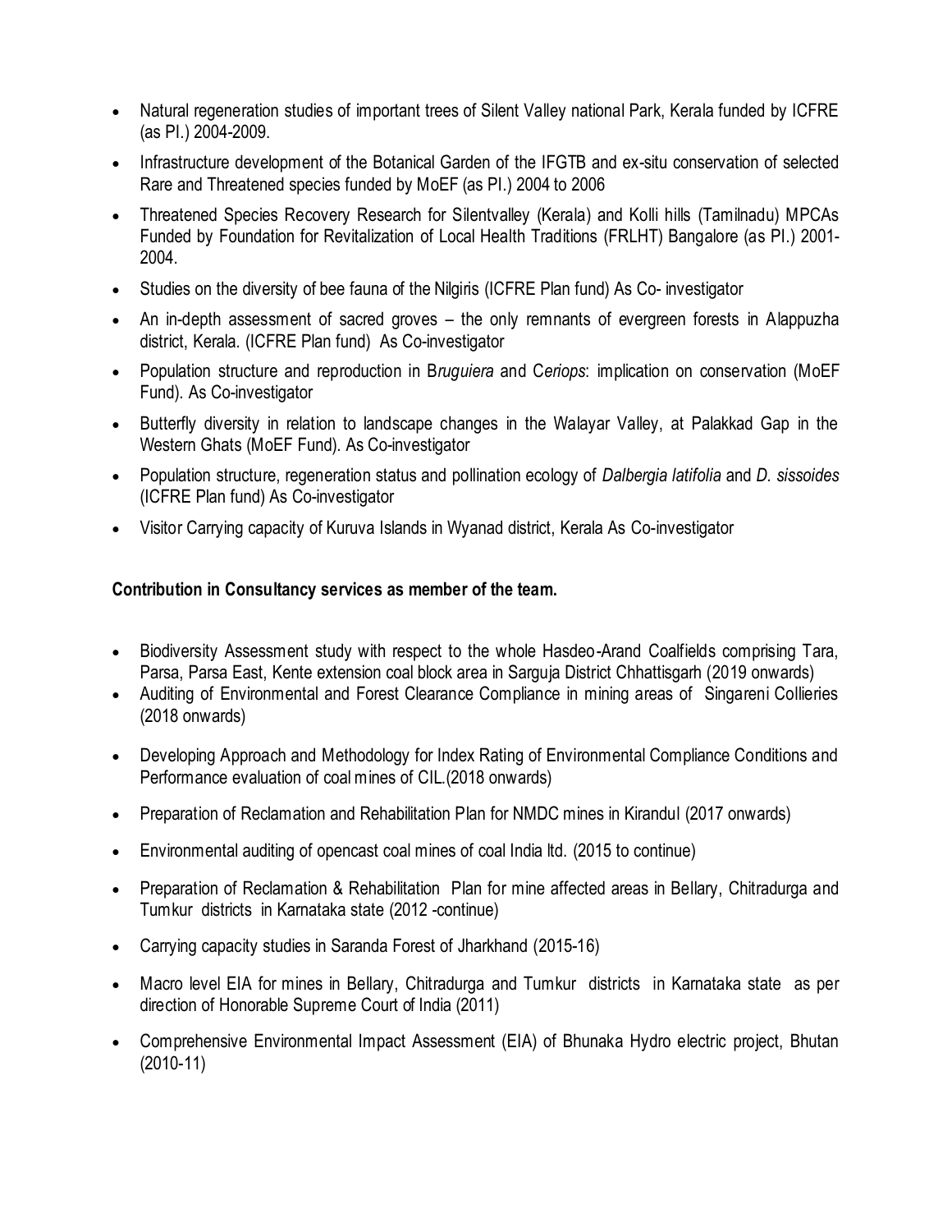- Natural regeneration studies of important trees of Silent Valley national Park, Kerala funded by ICFRE (as PI.) 2004-2009.
- Infrastructure development of the Botanical Garden of the IFGTB and ex-situ conservation of selected Rare and Threatened species funded by MoEF (as PI.) 2004 to 2006
- Threatened Species Recovery Research for Silentvalley (Kerala) and Kolli hills (Tamilnadu) MPCAs Funded by Foundation for Revitalization of Local Health Traditions (FRLHT) Bangalore (as PI.) 2001-2004.
- Studies on the diversity of bee fauna of the Nilgiris (ICFRE Plan fund) As Co- investigator
- An in-depth assessment of sacred groves – the only remnants of evergreen forests in Alappuzha district, Kerala. (ICFRE Plan fund) As Co-investigator
- Population structure and reproduction in B*ruguiera* and C*eriops*: implication on conservation (MoEF Fund). As Co-investigator
- Butterfly diversity in relation to landscape changes in the Walayar Valley, at Palakkad Gap in the Western Ghats (MoEF Fund). As Co-investigator
- Population structure, regeneration status and pollination ecology of *Dalbergia latifolia* and *D. sissoides* (ICFRE Plan fund) As Co-investigator
- Visitor Carrying capacity of Kuruva Islands in Wyanad district, Kerala As Co-investigator

**Contribution in Consultancy services as member of the team.**

- Biodiversity Assessment study with respect to the whole Hasdeo-Arand Coalfields comprising Tara, Parsa, Parsa East, Kente extension coal block area in Sarguja District Chhattisgarh (2019 onwards)
- Auditing of Environmental and Forest Clearance Compliance in mining areas of Singareni Collieries (2018 onwards)
- Developing Approach and Methodology for Index Rating of Environmental Compliance Conditions and Performance evaluation of coal mines of CIL.(2018 onwards)
- Preparation of Reclamation and Rehabilitation Plan for NMDC mines in Kirandul (2017 onwards)
- Environmental auditing of opencast coal mines of coal India ltd. (2015 to continue)
- Preparation of Reclamation & Rehabilitation Plan for mine affected areas in Bellary, Chitradurga and Tumkur districts in Karnataka state (2012 -continue)
- Carrying capacity studies in Saranda Forest of Jharkhand (2015-16)
- Macro level EIA for mines in Bellary, Chitradurga and Tumkur districts in Karnataka state as per direction of Honorable Supreme Court of India (2011)
- Comprehensive Environmental Impact Assessment (EIA) of Bhunaka Hydro electric project, Bhutan (2010-11)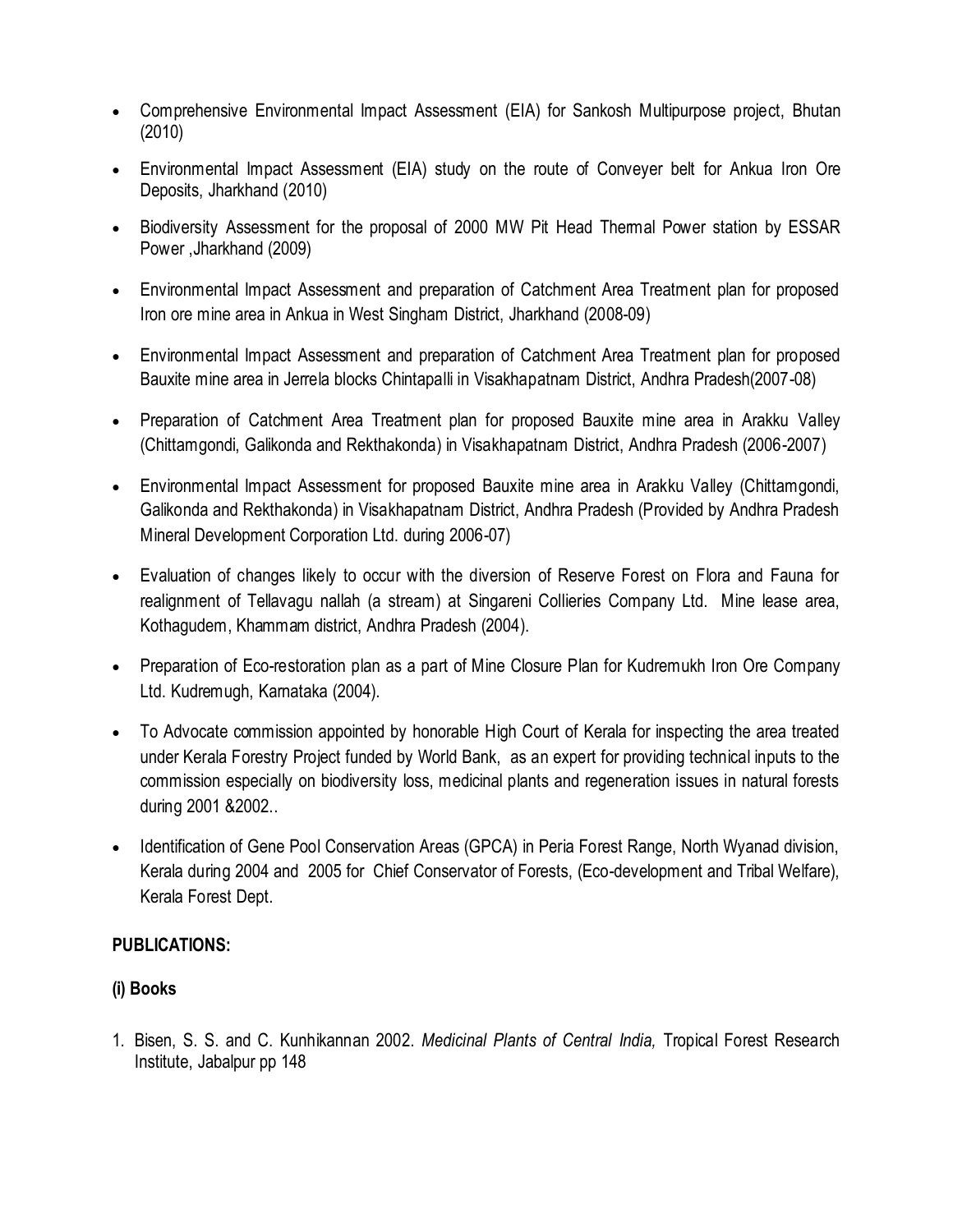- Comprehensive Environmental Impact Assessment (EIA) for Sankosh Multipurpose project, Bhutan (2010)
- Environmental Impact Assessment (EIA) study on the route of Conveyer belt for Ankua Iron Ore Deposits, Jharkhand (2010)
- Biodiversity Assessment for the proposal of 2000 MW Pit Head Thermal Power station by ESSAR Power ,Jharkhand (2009)
- Environmental Impact Assessment and preparation of Catchment Area Treatment plan for proposed Iron ore mine area in Ankua in West Singham District, Jharkhand (2008-09)
- Environmental Impact Assessment and preparation of Catchment Area Treatment plan for proposed Bauxite mine area in Jerrela blocks Chintapalli in Visakhapatnam District, Andhra Pradesh(2007-08)
- Preparation of Catchment Area Treatment plan for proposed Bauxite mine area in Arakku Valley (Chittamgondi, Galikonda and Rekthakonda) in Visakhapatnam District, Andhra Pradesh (2006-2007)
- Environmental Impact Assessment for proposed Bauxite mine area in Arakku Valley (Chittamgondi, Galikonda and Rekthakonda) in Visakhapatnam District, Andhra Pradesh (Provided by Andhra Pradesh Mineral Development Corporation Ltd. during 2006-07)
- Evaluation of changes likely to occur with the diversion of Reserve Forest on Flora and Fauna for realignment of Tellavagu nallah (a stream) at Singareni Collieries Company Ltd. Mine lease area, Kothagudem, Khammam district, Andhra Pradesh (2004).
- Preparation of Eco-restoration plan as a part of Mine Closure Plan for Kudremukh Iron Ore Company Ltd. Kudremugh, Karnataka (2004).
- To Advocate commission appointed by honorable High Court of Kerala for inspecting the area treated under Kerala Forestry Project funded by World Bank, as an expert for providing technical inputs to the commission especially on biodiversity loss, medicinal plants and regeneration issues in natural forests during 2001 &2002..
- Identification of Gene Pool Conservation Areas (GPCA) in Peria Forest Range, North Wyanad division, Kerala during 2004 and 2005 for Chief Conservator of Forests, (Eco-development and Tribal Welfare), Kerala Forest Dept.

**PUBLICATIONS:**

**(i) Books**

1. Bisen, S. S. and C. Kunhikannan 2002. *Medicinal Plants of Central India,* Tropical Forest Research Institute, Jabalpur pp 148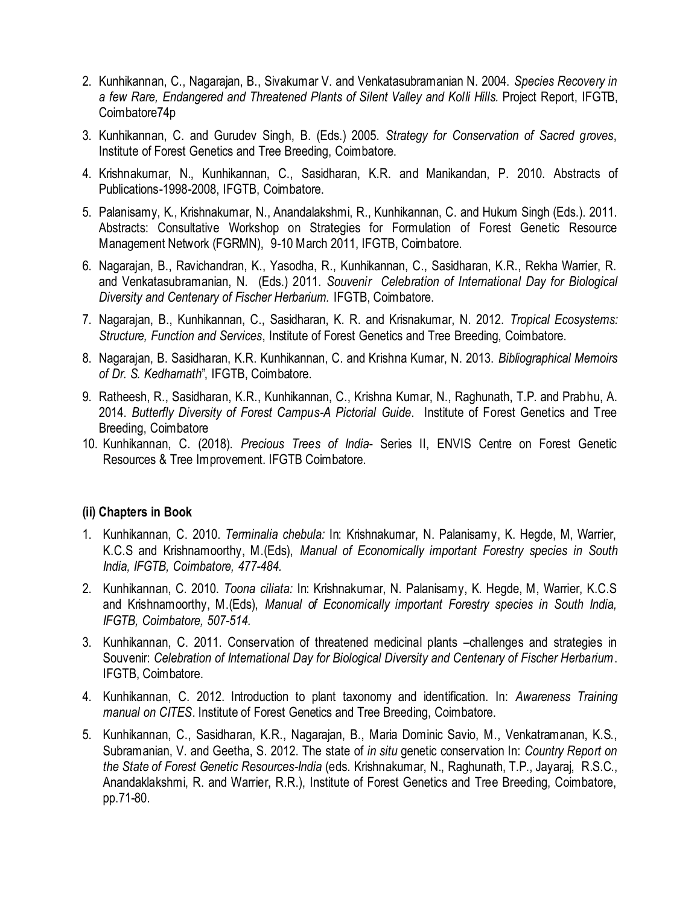2. Kunhikannan, C., Nagarajan, B., Sivakumar V. and Venkatasubramanian N. 2004. *Species Recovery in a few Rare, Endangered and Threatened Plants of Silent Valley and Kolli Hills.* Project Report, IFGTB, Coimbatore74p

3. Kunhikannan, C. and Gurudev Singh, B. (Eds.) 2005. *Strategy for Conservation of Sacred groves*, Institute of Forest Genetics and Tree Breeding, Coimbatore.

4. Krishnakumar, N., Kunhikannan, C., Sasidharan, K.R. and Manikandan, P. 2010. Abstracts of Publications-1998-2008, IFGTB, Coimbatore.

5. Palanisamy, K., Krishnakumar, N., Anandalakshmi, R., Kunhikannan, C. and Hukum Singh (Eds.). 2011. Abstracts: Consultative Workshop on Strategies for Formulation of Forest Genetic Resource Management Network (FGRMN), 9-10 March 2011, IFGTB, Coimbatore.

6. Nagarajan, B., Ravichandran, K., Yasodha, R., Kunhikannan, C., Sasidharan, K.R., Rekha Warrier, R. and Venkatasubramanian, N. (Eds.) 2011. *Souvenir Celebration of International Day for Biological Diversity and Centenary of Fischer Herbarium.* IFGTB, Coimbatore.

7. Nagarajan, B., Kunhikannan, C., Sasidharan, K. R. and Krisnakumar, N. 2012. *Tropical Ecosystems: Structure, Function and Services*, Institute of Forest Genetics and Tree Breeding, Coimbatore.

8. Nagarajan, B. Sasidharan, K.R. Kunhikannan, C. and Krishna Kumar, N. 2013. *Bibliographical Memoirs of Dr. S. Kedharnath*", IFGTB, Coimbatore.

9. Ratheesh, R., Sasidharan, K.R., Kunhikannan, C., Krishna Kumar, N., Raghunath, T.P. and Prabhu, A. 2014. *Butterfly Diversity of Forest Campus-A Pictorial Guide*. Institute of Forest Genetics and Tree Breeding, Coimbatore

10. Kunhikannan, C. (2018). *Precious Trees of India*- Series II, ENVIS Centre on Forest Genetic Resources & Tree Improvement. IFGTB Coimbatore.

### (ii) Chapters in Book

1. Kunhikannan, C. 2010. *Terminalia chebula:* In: Krishnakumar, N. Palanisamy, K. Hegde, M, Warrier, K.C.S and Krishnamoorthy, M.(Eds), *Manual of Economically important Forestry species in South India, IFGTB, Coimbatore, 477-484.*

2. Kunhikannan, C. 2010. *Toona ciliata:* In: Krishnakumar, N. Palanisamy, K. Hegde, M, Warrier, K.C.S and Krishnamoorthy, M.(Eds), *Manual of Economically important Forestry species in South India, IFGTB, Coimbatore, 507-514.*

3. Kunhikannan, C. 2011. Conservation of threatened medicinal plants –challenges and strategies in Souvenir: *Celebration of International Day for Biological Diversity and Centenary of Fischer Herbarium*. IFGTB, Coimbatore.

4. Kunhikannan, C. 2012. Introduction to plant taxonomy and identification. In: *Awareness Training manual on CITES*. Institute of Forest Genetics and Tree Breeding, Coimbatore.

5. Kunhikannan, C., Sasidharan, K.R., Nagarajan, B., Maria Dominic Savio, M., Venkatramanan, K.S., Subramanian, V. and Geetha, S. 2012. The state of *in situ* genetic conservation In: *Country Report on the State of Forest Genetic Resources-India* (eds. Krishnakumar, N., Raghunath, T.P., Jayaraj, R.S.C., Anandaklakshmi, R. and Warrier, R.R.), Institute of Forest Genetics and Tree Breeding, Coimbatore, pp.71-80.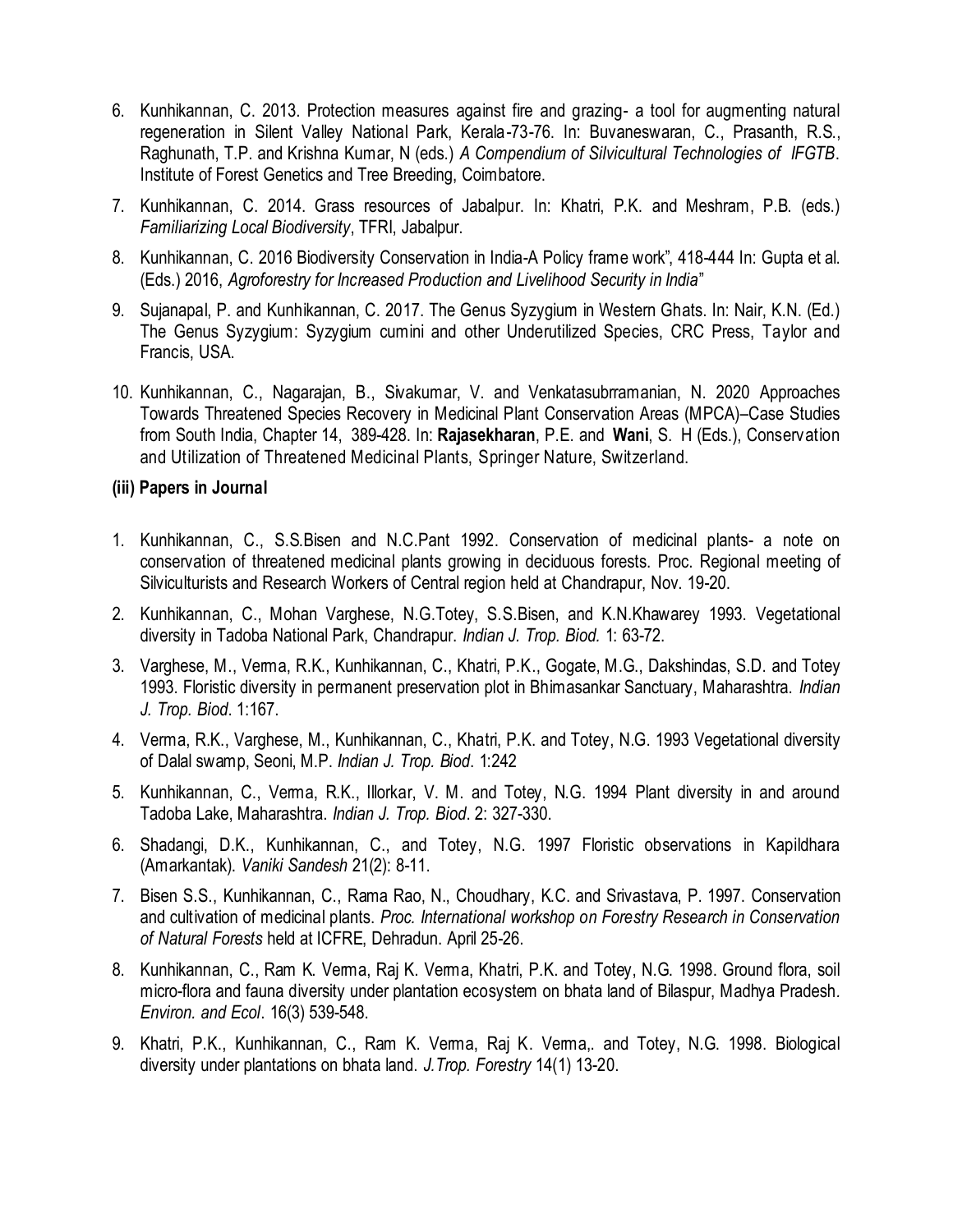6. Kunhikannan, C. 2013. Protection measures against fire and grazing- a tool for augmenting natural regeneration in Silent Valley National Park, Kerala-73-76. In: Buvaneswaran, C., Prasanth, R.S., Raghunath, T.P. and Krishna Kumar, N (eds.) *A Compendium of Silvicultural Technologies of IFGTB*. Institute of Forest Genetics and Tree Breeding, Coimbatore.

7. Kunhikannan, C. 2014. Grass resources of Jabalpur. In: Khatri, P.K. and Meshram, P.B. (eds.) *Familiarizing Local Biodiversity*, TFRI, Jabalpur.

8. Kunhikannan, C. 2016 Biodiversity Conservation in India-A Policy frame work", 418-444 In: Gupta et al. (Eds.) 2016, *Agroforestry for Increased Production and Livelihood Security in India*"

9. Sujanapal, P. and Kunhikannan, C. 2017. The Genus Syzygium in Western Ghats. In: Nair, K.N. (Ed.) The Genus Syzygium: Syzygium cumini and other Underutilized Species, CRC Press, Taylor and Francis, USA.

10. Kunhikannan, C., Nagarajan, B., Sivakumar, V. and Venkatasubrramanian, N. 2020 Approaches Towards Threatened Species Recovery in Medicinal Plant Conservation Areas (MPCA)–Case Studies from South India, Chapter 14, 389-428. In: **Rajasekharan**, P.E. and **Wani**, S. H (Eds.), Conservation and Utilization of Threatened Medicinal Plants, Springer Nature, Switzerland.

**(iii) Papers in Journal**

1. Kunhikannan, C., S.S.Bisen and N.C.Pant 1992. Conservation of medicinal plants- a note on conservation of threatened medicinal plants growing in deciduous forests. Proc. Regional meeting of Silviculturists and Research Workers of Central region held at Chandrapur, Nov. 19-20.

2. Kunhikannan, C., Mohan Varghese, N.G.Totey, S.S.Bisen, and K.N.Khawarey 1993. Vegetational diversity in Tadoba National Park, Chandrapur. *Indian J. Trop. Biod.* 1: 63-72.

3. Varghese, M., Verma, R.K., Kunhikannan, C., Khatri, P.K., Gogate, M.G., Dakshindas, S.D. and Totey 1993. Floristic diversity in permanent preservation plot in Bhimasankar Sanctuary, Maharashtra. *Indian J. Trop. Biod*. 1:167.

4. Verma, R.K., Varghese, M., Kunhikannan, C., Khatri, P.K. and Totey, N.G. 1993 Vegetational diversity of Dalal swamp, Seoni, M.P. *Indian J. Trop. Biod*. 1:242

5. Kunhikannan, C., Verma, R.K., Illorkar, V. M. and Totey, N.G. 1994 Plant diversity in and around Tadoba Lake, Maharashtra. *Indian J. Trop. Biod*. 2: 327-330.

6. Shadangi, D.K., Kunhikannan, C., and Totey, N.G. 1997 Floristic observations in Kapildhara (Amarkantak). *Vaniki Sandesh* 21(2): 8-11.

7. Bisen S.S., Kunhikannan, C., Rama Rao, N., Choudhary, K.C. and Srivastava, P. 1997. Conservation and cultivation of medicinal plants. *Proc. International workshop on Forestry Research in Conservation of Natural Forests* held at ICFRE, Dehradun. April 25-26.

8. Kunhikannan, C., Ram K. Verma, Raj K. Verma, Khatri, P.K. and Totey, N.G. 1998. Ground flora, soil micro-flora and fauna diversity under plantation ecosystem on bhata land of Bilaspur, Madhya Pradesh. *Environ. and Ecol*. 16(3) 539-548.

9. Khatri, P.K., Kunhikannan, C., Ram K. Verma, Raj K. Verma,. and Totey, N.G. 1998. Biological diversity under plantations on bhata land. *J.Trop. Forestry* 14(1) 13-20.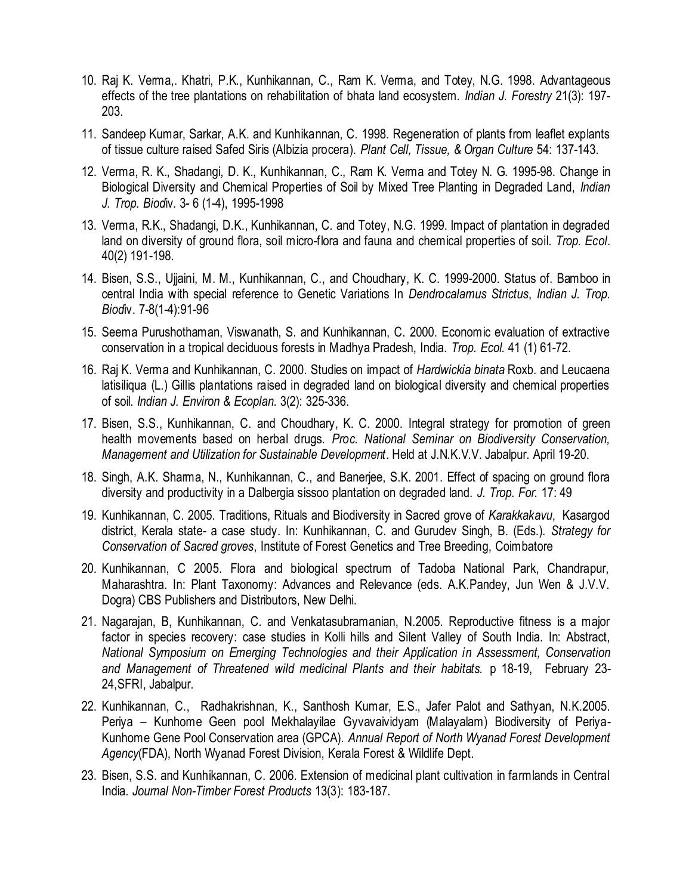10. Raj K. Verma,. Khatri, P.K., Kunhikannan, C., Ram K. Verma, and Totey, N.G. 1998. Advantageous effects of the tree plantations on rehabilitation of bhata land ecosystem. *Indian J. Forestry* 21(3): 197-203.

11. Sandeep Kumar, Sarkar, A.K. and Kunhikannan, C. 1998. Regeneration of plants from leaflet explants of tissue culture raised Safed Siris (Albizia procera). *Plant Cell, Tissue, & Organ Culture* 54: 137-143.

12. Verma, R. K., Shadangi, D. K., Kunhikannan, C., Ram K. Verma and Totey N. G. 1995-98. Change in Biological Diversity and Chemical Properties of Soil by Mixed Tree Planting in Degraded Land, *Indian J. Trop. Biod*iv. 3- 6 (1-4), 1995-1998

13. Verma, R.K., Shadangi, D.K., Kunhikannan, C. and Totey, N.G. 1999. Impact of plantation in degraded land on diversity of ground flora, soil micro-flora and fauna and chemical properties of soil. *Trop. Ecol*. 40(2) 191-198.

14. Bisen, S.S., Ujjaini, M. M., Kunhikannan, C., and Choudhary, K. C. 1999-2000. Status of. Bamboo in central India with special reference to Genetic Variations In *Dendrocalamus Strictus*, *Indian J. Trop. Biod*iv. 7-8(1-4):91-96

15. Seema Purushothaman, Viswanath, S. and Kunhikannan, C. 2000. Economic evaluation of extractive conservation in a tropical deciduous forests in Madhya Pradesh, India. *Trop. Ecol*. 41 (1) 61-72.

16. Raj K. Verma and Kunhikannan, C. 2000. Studies on impact of *Hardwickia binata* Roxb. and Leucaena latisiliqua (L.) Gillis plantations raised in degraded land on biological diversity and chemical properties of soil. *Indian J. Environ & Ecoplan.* 3(2): 325-336.

17. Bisen, S.S., Kunhikannan, C. and Choudhary, K. C. 2000. Integral strategy for promotion of green health movements based on herbal drugs. *Proc. National Seminar on Biodiversity Conservation, Management and Utilization for Sustainable Development*. Held at J.N.K.V.V. Jabalpur. April 19-20.

18. Singh, A.K. Sharma, N., Kunhikannan, C., and Banerjee, S.K. 2001. Effect of spacing on ground flora diversity and productivity in a Dalbergia sissoo plantation on degraded land. *J. Trop. For.* 17: 49

19. Kunhikannan, C. 2005. Traditions, Rituals and Biodiversity in Sacred grove of *Karakkakavu*, Kasargod district, Kerala state- a case study. In: Kunhikannan, C. and Gurudev Singh, B. (Eds.). *Strategy for Conservation of Sacred groves*, Institute of Forest Genetics and Tree Breeding, Coimbatore

20. Kunhikannan, C 2005. Flora and biological spectrum of Tadoba National Park, Chandrapur, Maharashtra. In: Plant Taxonomy: Advances and Relevance (eds. A.K.Pandey, Jun Wen & J.V.V. Dogra) CBS Publishers and Distributors, New Delhi.

21. Nagarajan, B, Kunhikannan, C. and Venkatasubramanian, N.2005. Reproductive fitness is a major factor in species recovery: case studies in Kolli hills and Silent Valley of South India. In: Abstract, *National Symposium on Emerging Technologies and their Application in Assessment, Conservation and Management of Threatened wild medicinal Plants and their habitats.* p 18-19, February 23-24,SFRI, Jabalpur.

22. Kunhikannan, C., Radhakrishnan, K., Santhosh Kumar, E.S., Jafer Palot and Sathyan, N.K.2005. Periya – Kunhome Geen pool Mekhalayilae Gyvavaividyam (Malayalam) Biodiversity of Periya-Kunhome Gene Pool Conservation area (GPCA). *Annual Report of North Wyanad Forest Development Agency*(FDA), North Wyanad Forest Division, Kerala Forest & Wildlife Dept.

23. Bisen, S.S. and Kunhikannan, C. 2006. Extension of medicinal plant cultivation in farmlands in Central India. *Journal Non-Timber Forest Products* 13(3): 183-187.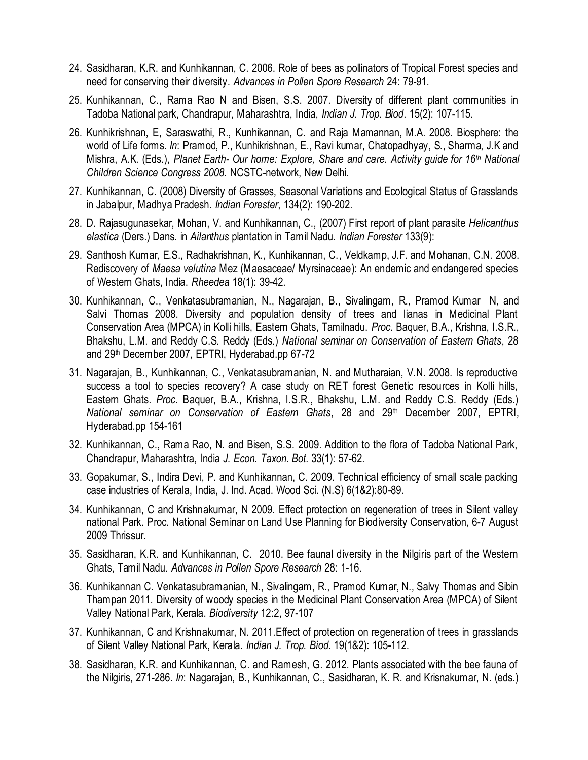24. Sasidharan, K.R. and Kunhikannan, C. 2006. Role of bees as pollinators of Tropical Forest species and need for conserving their diversity. *Advances in Pollen Spore Research* 24: 79-91.
25. Kunhikannan, C., Rama Rao N and Bisen, S.S. 2007. Diversity of different plant communities in Tadoba National park, Chandrapur, Maharashtra, India, *Indian J. Trop. Biod*. 15(2): 107-115.
26. Kunhikrishnan, E, Saraswathi, R., Kunhikannan, C. and Raja Mamannan, M.A. 2008. Biosphere: the world of Life forms. *In*: Pramod, P., Kunhikrishnan, E., Ravi kumar, Chatopadhyay, S., Sharma, J.K and Mishra, A.K. (Eds.), *Planet Earth- Our home: Explore, Share and care. Activity guide for 16th National Children Science Congress 2008*. NCSTC-network, New Delhi.
27. Kunhikannan, C. (2008) Diversity of Grasses, Seasonal Variations and Ecological Status of Grasslands in Jabalpur, Madhya Pradesh. *Indian Forester*, 134(2): 190-202.
28. D. Rajasugunasekar, Mohan, V. and Kunhikannan, C., (2007) First report of plant parasite *Helicanthus elastica* (Ders.) Dans. in *Ailanthus* plantation in Tamil Nadu. *Indian Forester* 133(9):
29. Santhosh Kumar, E.S., Radhakrishnan, K., Kunhikannan, C., Veldkamp, J.F. and Mohanan, C.N. 2008. Rediscovery of *Maesa velutina* Mez (Maesaceae/ Myrsinaceae): An endemic and endangered species of Western Ghats, India. *Rheedea* 18(1): 39-42.
30. Kunhikannan, C., Venkatasubramanian, N., Nagarajan, B., Sivalingam, R., Pramod Kumar N, and Salvi Thomas 2008. Diversity and population density of trees and lianas in Medicinal Plant Conservation Area (MPCA) in Kolli hills, Eastern Ghats, Tamilnadu. *Proc*. Baquer, B.A., Krishna, I.S.R., Bhakshu, L.M. and Reddy C.S. Reddy (Eds.) *National seminar on Conservation of Eastern Ghats*, 28 and 29th December 2007, EPTRI, Hyderabad.pp 67-72
31. Nagarajan, B., Kunhikannan, C., Venkatasubramanian, N. and Mutharaian, V.N. 2008. Is reproductive success a tool to species recovery? A case study on RET forest Genetic resources in Kolli hills, Eastern Ghats. *Proc*. Baquer, B.A., Krishna, I.S.R., Bhakshu, L.M. and Reddy C.S. Reddy (Eds.) *National seminar on Conservation of Eastern Ghats*, 28 and 29th December 2007, EPTRI, Hyderabad.pp 154-161
32. Kunhikannan, C., Rama Rao, N. and Bisen, S.S. 2009. Addition to the flora of Tadoba National Park, Chandrapur, Maharashtra, India *J. Econ. Taxon. Bot.* 33(1): 57-62.
33. Gopakumar, S., Indira Devi, P. and Kunhikannan, C. 2009. Technical efficiency of small scale packing case industries of Kerala, India, J. Ind. Acad. Wood Sci. (N.S) 6(1&2):80-89.
34. Kunhikannan, C and Krishnakumar, N 2009. Effect protection on regeneration of trees in Silent valley national Park. Proc. National Seminar on Land Use Planning for Biodiversity Conservation, 6-7 August 2009 Thrissur.
35. Sasidharan, K.R. and Kunhikannan, C. 2010. Bee faunal diversity in the Nilgiris part of the Western Ghats, Tamil Nadu. *Advances in Pollen Spore Research* 28: 1-16.
36. Kunhikannan C. Venkatasubramanian, N., Sivalingam, R., Pramod Kumar, N., Salvy Thomas and Sibin Thampan 2011. Diversity of woody species in the Medicinal Plant Conservation Area (MPCA) of Silent Valley National Park, Kerala. *Biodiversity* 12:2, 97-107
37. Kunhikannan, C and Krishnakumar, N. 2011.Effect of protection on regeneration of trees in grasslands of Silent Valley National Park, Kerala. *Indian J. Trop. Biod.* 19(1&2): 105-112.
38. Sasidharan, K.R. and Kunhikannan, C. and Ramesh, G. 2012. Plants associated with the bee fauna of the Nilgiris, 271-286. *In*: Nagarajan, B., Kunhikannan, C., Sasidharan, K. R. and Krisnakumar, N. (eds.)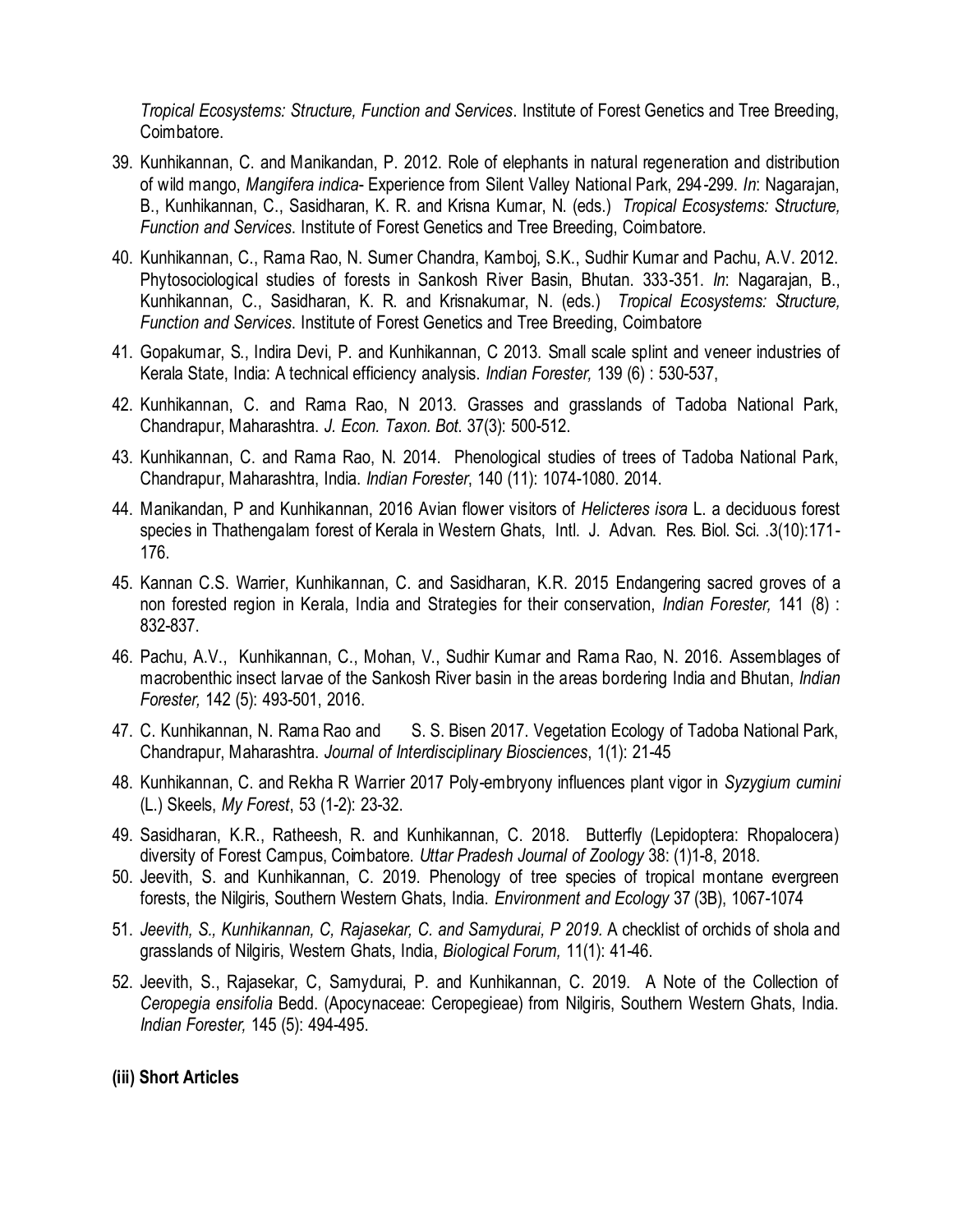*Tropical Ecosystems: Structure, Function and Services*. Institute of Forest Genetics and Tree Breeding, Coimbatore.

39. Kunhikannan, C. and Manikandan, P. 2012. Role of elephants in natural regeneration and distribution of wild mango, *Mangifera indica*- Experience from Silent Valley National Park, 294-299. *In*: Nagarajan, B., Kunhikannan, C., Sasidharan, K. R. and Krisna Kumar, N. (eds.) *Tropical Ecosystems: Structure, Function and Services*. Institute of Forest Genetics and Tree Breeding, Coimbatore.

40. Kunhikannan, C., Rama Rao, N. Sumer Chandra, Kamboj, S.K., Sudhir Kumar and Pachu, A.V. 2012. Phytosociological studies of forests in Sankosh River Basin, Bhutan. 333-351. *In*: Nagarajan, B., Kunhikannan, C., Sasidharan, K. R. and Krisnakumar, N. (eds.) *Tropical Ecosystems: Structure, Function and Services*. Institute of Forest Genetics and Tree Breeding, Coimbatore

41. Gopakumar, S., Indira Devi, P. and Kunhikannan, C 2013. Small scale splint and veneer industries of Kerala State, India: A technical efficiency analysis. *Indian Forester,* 139 (6) : 530-537,

42. Kunhikannan, C. and Rama Rao, N 2013. Grasses and grasslands of Tadoba National Park, Chandrapur, Maharashtra. *J. Econ. Taxon. Bot.* 37(3): 500-512.

43. Kunhikannan, C. and Rama Rao, N. 2014. Phenological studies of trees of Tadoba National Park, Chandrapur, Maharashtra, India. *Indian Forester*, 140 (11): 1074-1080. 2014.

44. Manikandan, P and Kunhikannan, 2016 Avian flower visitors of *Helicteres isora* L. a deciduous forest species in Thathengalam forest of Kerala in Western Ghats, Intl. J. Advan. Res. Biol. Sci. .3(10):171-176.

45. Kannan C.S. Warrier, Kunhikannan, C. and Sasidharan, K.R. 2015 Endangering sacred groves of a non forested region in Kerala, India and Strategies for their conservation, *Indian Forester,* 141 (8) : 832-837.

46. Pachu, A.V., Kunhikannan, C., Mohan, V., Sudhir Kumar and Rama Rao, N. 2016. Assemblages of macrobenthic insect larvae of the Sankosh River basin in the areas bordering India and Bhutan, *Indian Forester,* 142 (5): 493-501, 2016.

47. C. Kunhikannan, N. Rama Rao and S. S. Bisen 2017. Vegetation Ecology of Tadoba National Park, Chandrapur, Maharashtra. *Journal of Interdisciplinary Biosciences*, 1(1): 21-45

48. Kunhikannan, C. and Rekha R Warrier 2017 Poly-embryony influences plant vigor in *Syzygium cumini* (L.) Skeels, *My Forest*, 53 (1-2): 23-32.

49. Sasidharan, K.R., Ratheesh, R. and Kunhikannan, C. 2018. Butterfly (Lepidoptera: Rhopalocera) diversity of Forest Campus, Coimbatore. *Uttar Pradesh Journal of Zoology* 38: (1)1-8, 2018.

50. Jeevith, S. and Kunhikannan, C. 2019. Phenology of tree species of tropical montane evergreen forests, the Nilgiris, Southern Western Ghats, India. *Environment and Ecology* 37 (3B), 1067-1074

51. *Jeevith, S., Kunhikannan, C, Rajasekar, C. and Samydurai, P 2019.* A checklist of orchids of shola and grasslands of Nilgiris, Western Ghats, India, *Biological Forum,* 11(1): 41-46.

52. Jeevith, S., Rajasekar, C, Samydurai, P. and Kunhikannan, C. 2019. A Note of the Collection of *Ceropegia ensifolia* Bedd. (Apocynaceae: Ceropegieae) from Nilgiris, Southern Western Ghats, India. *Indian Forester,* 145 (5): 494-495.

**(iii) Short Articles**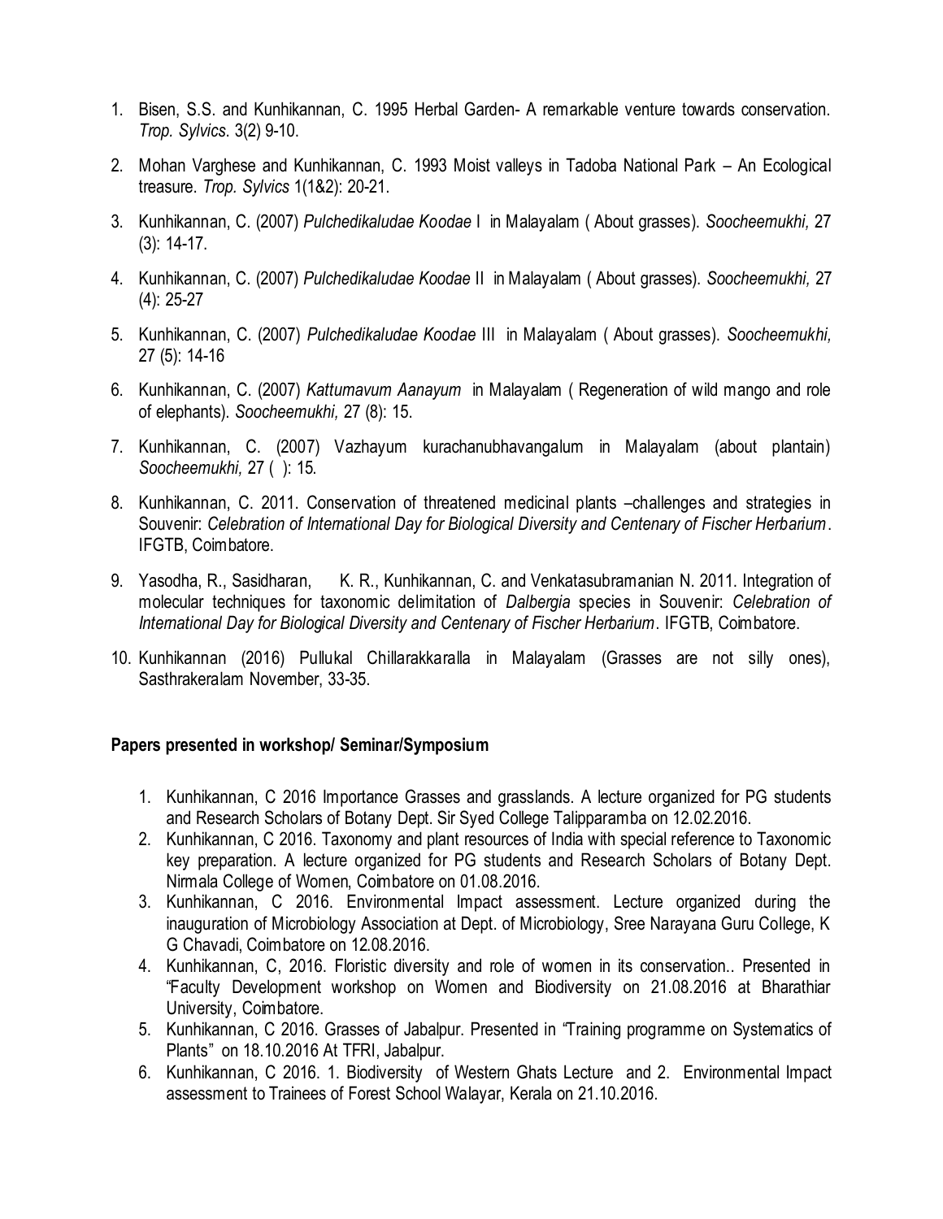1. Bisen, S.S. and Kunhikannan, C. 1995 Herbal Garden- A remarkable venture towards conservation. *Trop. Sylvics*. 3(2) 9-10.

2. Mohan Varghese and Kunhikannan, C. 1993 Moist valleys in Tadoba National Park – An Ecological treasure. *Trop. Sylvics* 1(1&2): 20-21.

3. Kunhikannan, C. (2007) *Pulchedikaludae Koodae* I in Malayalam ( About grasses). *Soocheemukhi,* 27 (3): 14-17.

4. Kunhikannan, C. (2007) *Pulchedikaludae Koodae* II in Malayalam ( About grasses). *Soocheemukhi,* 27 (4): 25-27

5. Kunhikannan, C. (2007) *Pulchedikaludae Koodae* III in Malayalam ( About grasses). *Soocheemukhi,* 27 (5): 14-16

6. Kunhikannan, C. (2007) *Kattumavum Aanayum* in Malayalam ( Regeneration of wild mango and role of elephants). *Soocheemukhi,* 27 (8): 15.

7. Kunhikannan, C. (2007) Vazhayum kurachanubhavangalum in Malayalam (about plantain) *Soocheemukhi,* 27 ( ): 15.

8. Kunhikannan, C. 2011. Conservation of threatened medicinal plants –challenges and strategies in Souvenir: *Celebration of International Day for Biological Diversity and Centenary of Fischer Herbarium*. IFGTB, Coimbatore.

9. Yasodha, R., Sasidharan, K. R., Kunhikannan, C. and Venkatasubramanian N. 2011. Integration of molecular techniques for taxonomic delimitation of *Dalbergia* species in Souvenir: *Celebration of International Day for Biological Diversity and Centenary of Fischer Herbarium*. IFGTB, Coimbatore.

10. Kunhikannan (2016) Pullukal Chillarakkaralla in Malayalam (Grasses are not silly ones), Sasthrakeralam November, 33-35.

**Papers presented in workshop/ Seminar/Symposium**

1. Kunhikannan, C 2016 Importance Grasses and grasslands. A lecture organized for PG students and Research Scholars of Botany Dept. Sir Syed College Talipparamba on 12.02.2016.
2. Kunhikannan, C 2016. Taxonomy and plant resources of India with special reference to Taxonomic key preparation. A lecture organized for PG students and Research Scholars of Botany Dept. Nirmala College of Women, Coimbatore on 01.08.2016.
3. Kunhikannan, C 2016. Environmental Impact assessment. Lecture organized during the inauguration of Microbiology Association at Dept. of Microbiology, Sree Narayana Guru College, K G Chavadi, Coimbatore on 12.08.2016.
4. Kunhikannan, C, 2016. Floristic diversity and role of women in its conservation.. Presented in "Faculty Development workshop on Women and Biodiversity on 21.08.2016 at Bharathiar University, Coimbatore.
5. Kunhikannan, C 2016. Grasses of Jabalpur. Presented in "Training programme on Systematics of Plants" on 18.10.2016 At TFRI, Jabalpur.
6. Kunhikannan, C 2016. 1. Biodiversity of Western Ghats Lecture and 2. Environmental Impact assessment to Trainees of Forest School Walayar, Kerala on 21.10.2016.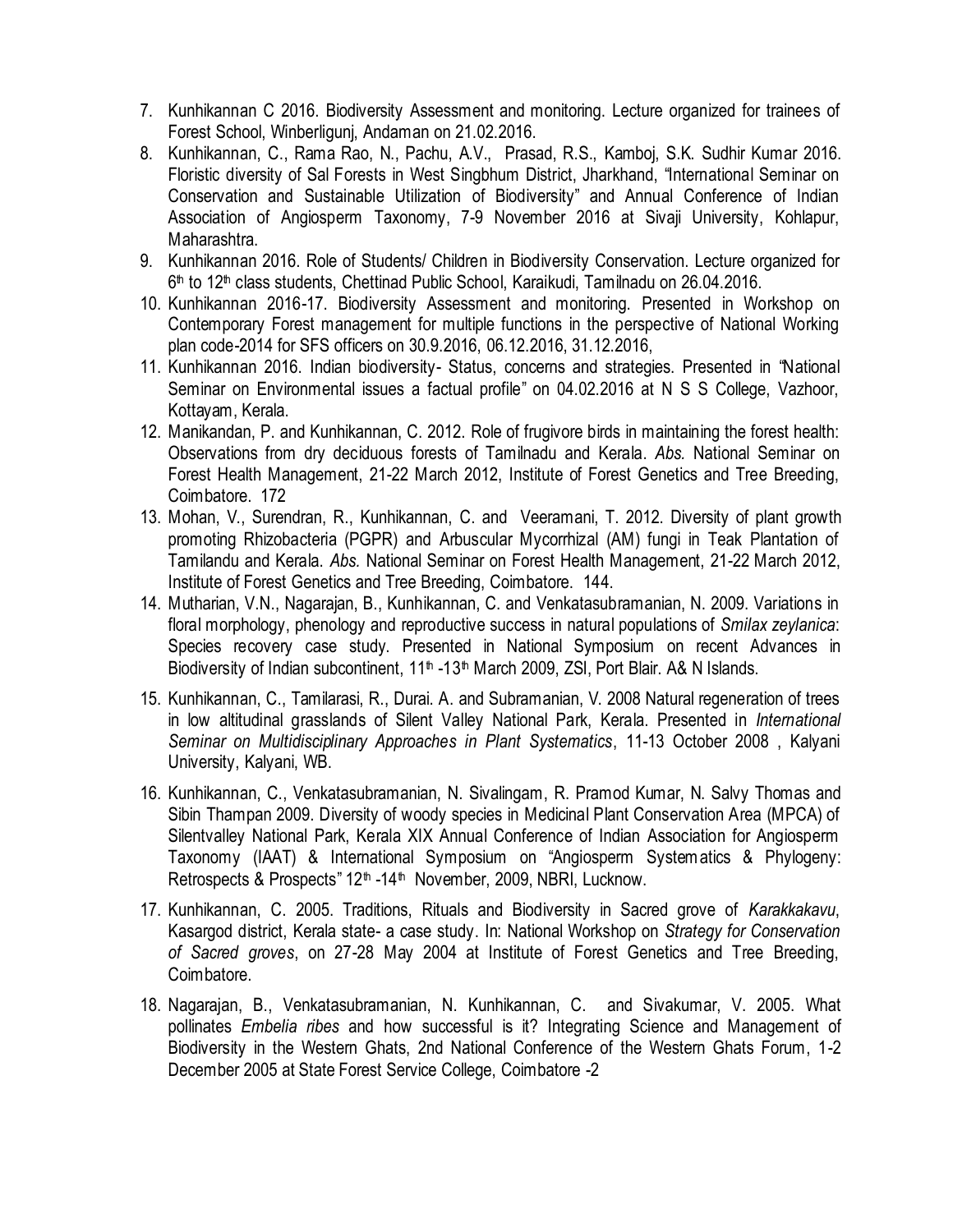7. Kunhikannan C 2016. Biodiversity Assessment and monitoring. Lecture organized for trainees of Forest School, Winberligunj, Andaman on 21.02.2016.
8. Kunhikannan, C., Rama Rao, N., Pachu, A.V., Prasad, R.S., Kamboj, S.K. Sudhir Kumar 2016. Floristic diversity of Sal Forests in West Singbhum District, Jharkhand, "International Seminar on Conservation and Sustainable Utilization of Biodiversity" and Annual Conference of Indian Association of Angiosperm Taxonomy, 7-9 November 2016 at Sivaji University, Kohlapur, Maharashtra.
9. Kunhikannan 2016. Role of Students/ Children in Biodiversity Conservation. Lecture organized for 6th to 12th class students, Chettinad Public School, Karaikudi, Tamilnadu on 26.04.2016.
10. Kunhikannan 2016-17. Biodiversity Assessment and monitoring. Presented in Workshop on Contemporary Forest management for multiple functions in the perspective of National Working plan code-2014 for SFS officers on 30.9.2016, 06.12.2016, 31.12.2016,
11. Kunhikannan 2016. Indian biodiversity- Status, concerns and strategies. Presented in "National Seminar on Environmental issues a factual profile" on 04.02.2016 at N S S College, Vazhoor, Kottayam, Kerala.
12. Manikandan, P. and Kunhikannan, C. 2012. Role of frugivore birds in maintaining the forest health: Observations from dry deciduous forests of Tamilnadu and Kerala. *Abs.* National Seminar on Forest Health Management, 21-22 March 2012, Institute of Forest Genetics and Tree Breeding, Coimbatore. 172
13. Mohan, V., Surendran, R., Kunhikannan, C. and Veeramani, T. 2012. Diversity of plant growth promoting Rhizobacteria (PGPR) and Arbuscular Mycorrhizal (AM) fungi in Teak Plantation of Tamilandu and Kerala. *Abs.* National Seminar on Forest Health Management, 21-22 March 2012, Institute of Forest Genetics and Tree Breeding, Coimbatore. 144.
14. Mutharian, V.N., Nagarajan, B., Kunhikannan, C. and Venkatasubramanian, N. 2009. Variations in floral morphology, phenology and reproductive success in natural populations of *Smilax zeylanica*: Species recovery case study. Presented in National Symposium on recent Advances in Biodiversity of Indian subcontinent, 11th -13th March 2009, ZSI, Port Blair. A& N Islands.
15. Kunhikannan, C., Tamilarasi, R., Durai. A. and Subramanian, V. 2008 Natural regeneration of trees in low altitudinal grasslands of Silent Valley National Park, Kerala. Presented in *International Seminar on Multidisciplinary Approaches in Plant Systematics*, 11-13 October 2008 , Kalyani University, Kalyani, WB.
16. Kunhikannan, C., Venkatasubramanian, N. Sivalingam, R. Pramod Kumar, N. Salvy Thomas and Sibin Thampan 2009. Diversity of woody species in Medicinal Plant Conservation Area (MPCA) of Silentvalley National Park, Kerala XIX Annual Conference of Indian Association for Angiosperm Taxonomy (IAAT) & International Symposium on "Angiosperm Systematics & Phylogeny: Retrospects & Prospects" 12th -14th November, 2009, NBRI, Lucknow.
17. Kunhikannan, C. 2005. Traditions, Rituals and Biodiversity in Sacred grove of *Karakkakavu*, Kasargod district, Kerala state- a case study. In: National Workshop on *Strategy for Conservation of Sacred groves*, on 27-28 May 2004 at Institute of Forest Genetics and Tree Breeding, Coimbatore.
18. Nagarajan, B., Venkatasubramanian, N. Kunhikannan, C. and Sivakumar, V. 2005. What pollinates *Embelia ribes* and how successful is it? Integrating Science and Management of Biodiversity in the Western Ghats, 2nd National Conference of the Western Ghats Forum, 1-2 December 2005 at State Forest Service College, Coimbatore -2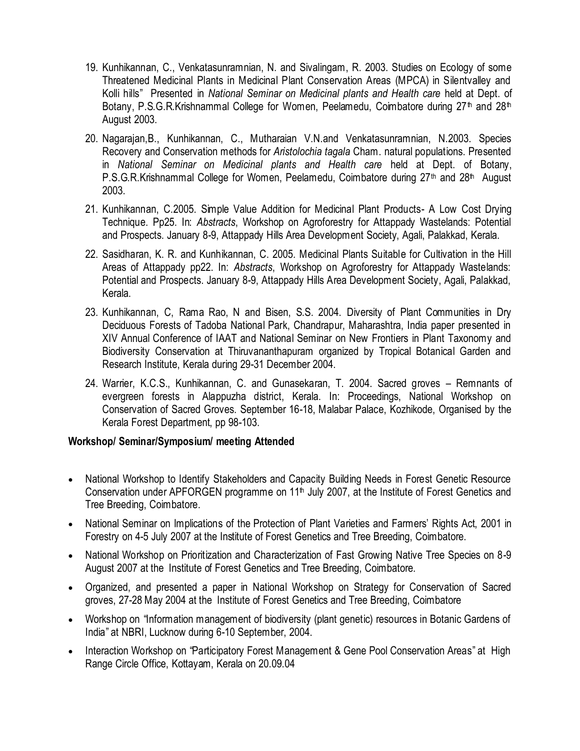19. Kunhikannan, C., Venkatasunramnian, N. and Sivalingam, R. 2003. Studies on Ecology of some Threatened Medicinal Plants in Medicinal Plant Conservation Areas (MPCA) in Silentvalley and Kolli hills" Presented in *National Seminar on Medicinal plants and Health care* held at Dept. of Botany, P.S.G.R.Krishnammal College for Women, Peelamedu, Coimbatore during 27th and 28th August 2003.

20. Nagarajan,B., Kunhikannan, C., Mutharaian V.N.and Venkatasunramnian, N.2003. Species Recovery and Conservation methods for *Aristolochia tagala* Cham. natural populations. Presented in *National Seminar on Medicinal plants and Health care* held at Dept. of Botany, P.S.G.R.Krishnammal College for Women, Peelamedu, Coimbatore during 27th and 28th August 2003.

21. Kunhikannan, C.2005. Simple Value Addition for Medicinal Plant Products- A Low Cost Drying Technique. Pp25. In: *Abstracts*, Workshop on Agroforestry for Attappady Wastelands: Potential and Prospects. January 8-9, Attappady Hills Area Development Society, Agali, Palakkad, Kerala.

22. Sasidharan, K. R. and Kunhikannan, C. 2005. Medicinal Plants Suitable for Cultivation in the Hill Areas of Attappady pp22. In: *Abstracts*, Workshop on Agroforestry for Attappady Wastelands: Potential and Prospects. January 8-9, Attappady Hills Area Development Society, Agali, Palakkad, Kerala.

23. Kunhikannan, C, Rama Rao, N and Bisen, S.S. 2004. Diversity of Plant Communities in Dry Deciduous Forests of Tadoba National Park, Chandrapur, Maharashtra, India paper presented in XIV Annual Conference of IAAT and National Seminar on New Frontiers in Plant Taxonomy and Biodiversity Conservation at Thiruvananthapuram organized by Tropical Botanical Garden and Research Institute, Kerala during 29-31 December 2004.

24. Warrier, K.C.S., Kunhikannan, C. and Gunasekaran, T. 2004. Sacred groves – Remnants of evergreen forests in Alappuzha district, Kerala. In: Proceedings, National Workshop on Conservation of Sacred Groves. September 16-18, Malabar Palace, Kozhikode, Organised by the Kerala Forest Department, pp 98-103.

**Workshop/ Seminar/Symposium/ meeting Attended**

- National Workshop to Identify Stakeholders and Capacity Building Needs in Forest Genetic Resource Conservation under APFORGEN programme on 11th July 2007, at the Institute of Forest Genetics and Tree Breeding, Coimbatore.
- National Seminar on Implications of the Protection of Plant Varieties and Farmers' Rights Act, 2001 in Forestry on 4-5 July 2007 at the Institute of Forest Genetics and Tree Breeding, Coimbatore.
- National Workshop on Prioritization and Characterization of Fast Growing Native Tree Species on 8-9 August 2007 at the Institute of Forest Genetics and Tree Breeding, Coimbatore.
- Organized, and presented a paper in National Workshop on Strategy for Conservation of Sacred groves, 27-28 May 2004 at the Institute of Forest Genetics and Tree Breeding, Coimbatore
- Workshop on "Information management of biodiversity (plant genetic) resources in Botanic Gardens of India" at NBRI, Lucknow during 6-10 September, 2004.
- Interaction Workshop on "Participatory Forest Management & Gene Pool Conservation Areas" at High Range Circle Office, Kottayam, Kerala on 20.09.04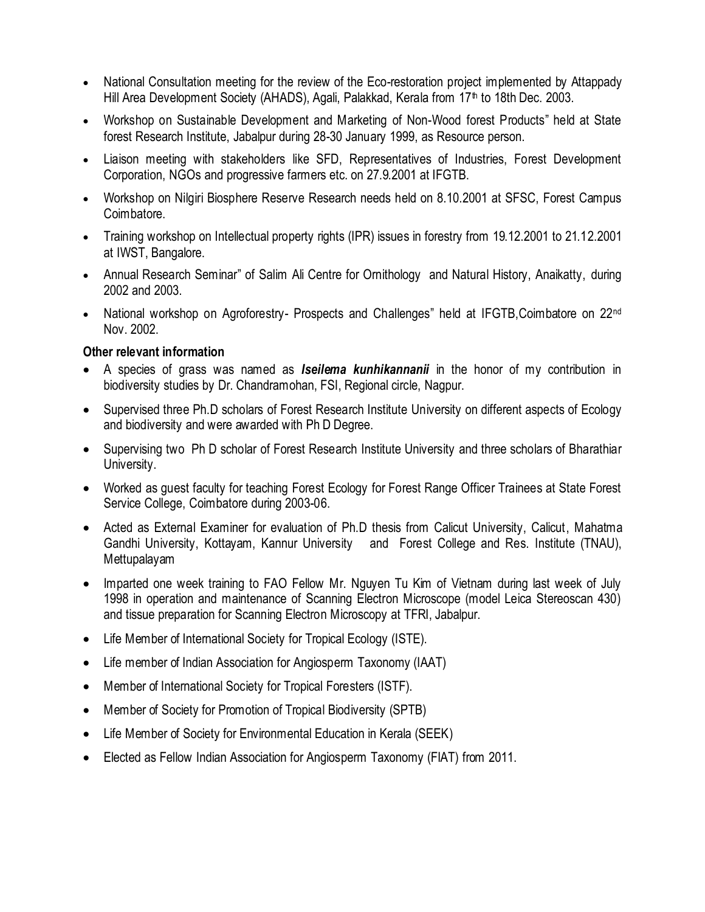- National Consultation meeting for the review of the Eco-restoration project implemented by Attappady Hill Area Development Society (AHADS), Agali, Palakkad, Kerala from 17th to 18th Dec. 2003.
- Workshop on Sustainable Development and Marketing of Non-Wood forest Products" held at State forest Research Institute, Jabalpur during 28-30 January 1999, as Resource person.
- Liaison meeting with stakeholders like SFD, Representatives of Industries, Forest Development Corporation, NGOs and progressive farmers etc. on 27.9.2001 at IFGTB.
- Workshop on Nilgiri Biosphere Reserve Research needs held on 8.10.2001 at SFSC, Forest Campus Coimbatore.
- Training workshop on Intellectual property rights (IPR) issues in forestry from 19.12.2001 to 21.12.2001 at IWST, Bangalore.
- Annual Research Seminar" of Salim Ali Centre for Ornithology and Natural History, Anaikatty, during 2002 and 2003.
- National workshop on Agroforestry- Prospects and Challenges" held at IFGTB,Coimbatore on 22nd Nov. 2002.

**Other relevant information**

- A species of grass was named as ***Iseilema kunhikannanii*** in the honor of my contribution in biodiversity studies by Dr. Chandramohan, FSI, Regional circle, Nagpur.
- Supervised three Ph.D scholars of Forest Research Institute University on different aspects of Ecology and biodiversity and were awarded with Ph D Degree.
- Supervising two Ph D scholar of Forest Research Institute University and three scholars of Bharathiar University.
- Worked as guest faculty for teaching Forest Ecology for Forest Range Officer Trainees at State Forest Service College, Coimbatore during 2003-06.
- Acted as External Examiner for evaluation of Ph.D thesis from Calicut University, Calicut, Mahatma Gandhi University, Kottayam, Kannur University and Forest College and Res. Institute (TNAU), Mettupalayam
- Imparted one week training to FAO Fellow Mr. Nguyen Tu Kim of Vietnam during last week of July 1998 in operation and maintenance of Scanning Electron Microscope (model Leica Stereoscan 430) and tissue preparation for Scanning Electron Microscopy at TFRI, Jabalpur.
- Life Member of International Society for Tropical Ecology (ISTE).
- Life member of Indian Association for Angiosperm Taxonomy (IAAT)
- Member of International Society for Tropical Foresters (ISTF).
- Member of Society for Promotion of Tropical Biodiversity (SPTB)
- Life Member of Society for Environmental Education in Kerala (SEEK)
- Elected as Fellow Indian Association for Angiosperm Taxonomy (FIAT) from 2011.